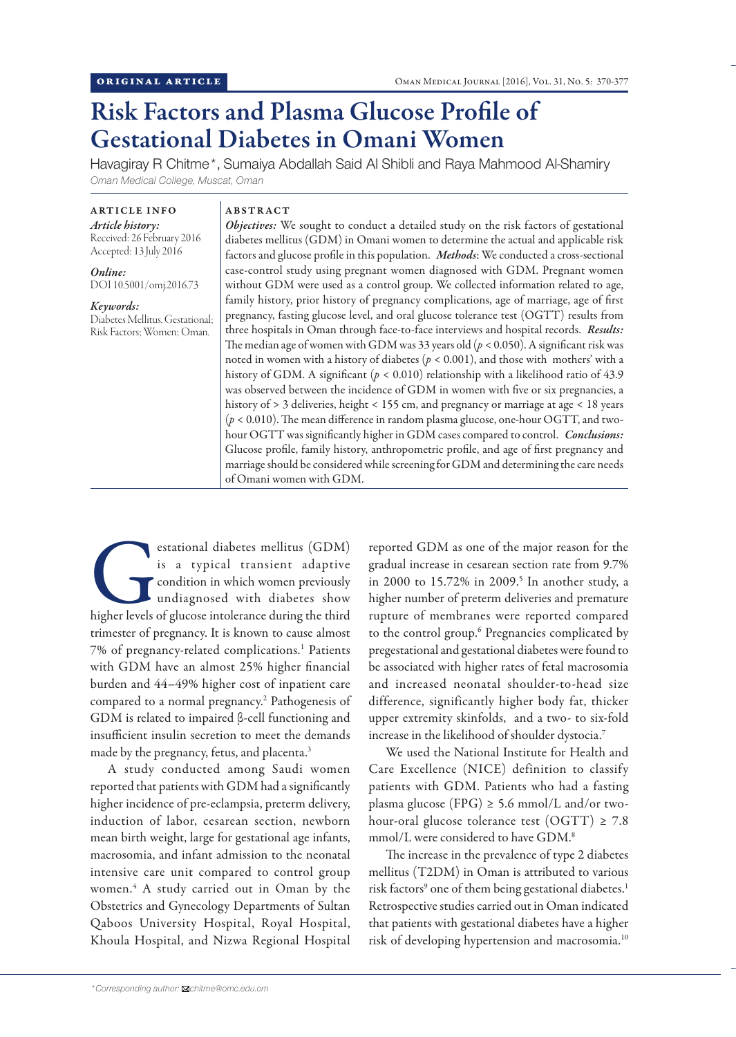ORIGINAL ARTICLE

# Risk Factors and Plasma Glucose Profile of Gestational Diabetes in Omani Women

Havagiray R Chitme*, Sumaiya Abdallah Said Al Shibli and Raya Mahmood Al-Shamiry

*Oman Medical College, Muscat, Oman*

**ARTICLE INFO**

*Article history:*
Received: 26 February 2016
Accepted: 13 July 2016

*Online:*
DOI 10.5001/omj.2016.73

*Keywords:*
Diabetes Mellitus, Gestational; Risk Factors; Women; Oman.

**ABSTRACT**

***Objectives:*** We sought to conduct a detailed study on the risk factors of gestational diabetes mellitus (GDM) in Omani women to determine the actual and applicable risk factors and glucose profile in this population. ***Methods***: We conducted a cross-sectional case-control study using pregnant women diagnosed with GDM. Pregnant women without GDM were used as a control group. We collected information related to age, family history, prior history of pregnancy complications, age of marriage, age of first pregnancy, fasting glucose level, and oral glucose tolerance test (OGTT) results from three hospitals in Oman through face-to-face interviews and hospital records. ***Results:*** The median age of women with GDM was 33 years old ($p < 0.050$). A significant risk was noted in women with a history of diabetes ($p < 0.001$), and those with mothers' with a history of GDM. A significant ($p < 0.010$) relationship with a likelihood ratio of 43.9 was observed between the incidence of GDM in women with five or six pregnancies, a history of > 3 deliveries, height < 155 cm, and pregnancy or marriage at age < 18 years ($p < 0.010$). The mean difference in random plasma glucose, one-hour OGTT, and two-hour OGTT was significantly higher in GDM cases compared to control. ***Conclusions:*** Glucose profile, family history, anthropometric profile, and age of first pregnancy and marriage should be considered while screening for GDM and determining the care needs of Omani women with GDM.

Gestational diabetes mellitus (GDM) is a typical transient adaptive condition in which women previously undiagnosed with diabetes show higher levels of glucose intolerance during the third trimester of pregnancy. It is known to cause almost 7% of pregnancy-related complications.[1] Patients with GDM have an almost 25% higher financial burden and 44–49% higher cost of inpatient care compared to a normal pregnancy.[2] Pathogenesis of GDM is related to impaired β-cell functioning and insufficient insulin secretion to meet the demands made by the pregnancy, fetus, and placenta.[3]

A study conducted among Saudi women reported that patients with GDM had a significantly higher incidence of pre-eclampsia, preterm delivery, induction of labor, cesarean section, newborn mean birth weight, large for gestational age infants, macrosomia, and infant admission to the neonatal intensive care unit compared to control group women.[4] A study carried out in Oman by the Obstetrics and Gynecology Departments of Sultan Qaboos University Hospital, Royal Hospital, Khoula Hospital, and Nizwa Regional Hospital reported GDM as one of the major reason for the gradual increase in cesarean section rate from 9.7% in 2000 to 15.72% in 2009.[5] In another study, a higher number of preterm deliveries and premature rupture of membranes were reported compared to the control group.[6] Pregnancies complicated by pregestational and gestational diabetes were found to be associated with higher rates of fetal macrosomia and increased neonatal shoulder-to-head size difference, significantly higher body fat, thicker upper extremity skinfolds, and a two- to six-fold increase in the likelihood of shoulder dystocia.[7]

We used the National Institute for Health and Care Excellence (NICE) definition to classify patients with GDM. Patients who had a fasting plasma glucose (FPG) ≥ 5.6 mmol/L and/or two-hour-oral glucose tolerance test (OGTT) ≥ 7.8 mmol/L were considered to have GDM.[8]

The increase in the prevalence of type 2 diabetes mellitus (T2DM) in Oman is attributed to various risk factors[9] one of them being gestational diabetes.[1] Retrospective studies carried out in Oman indicated that patients with gestational diabetes have a higher risk of developing hypertension and macrosomia.[10]

*Corresponding author: chitme@omc.edu.om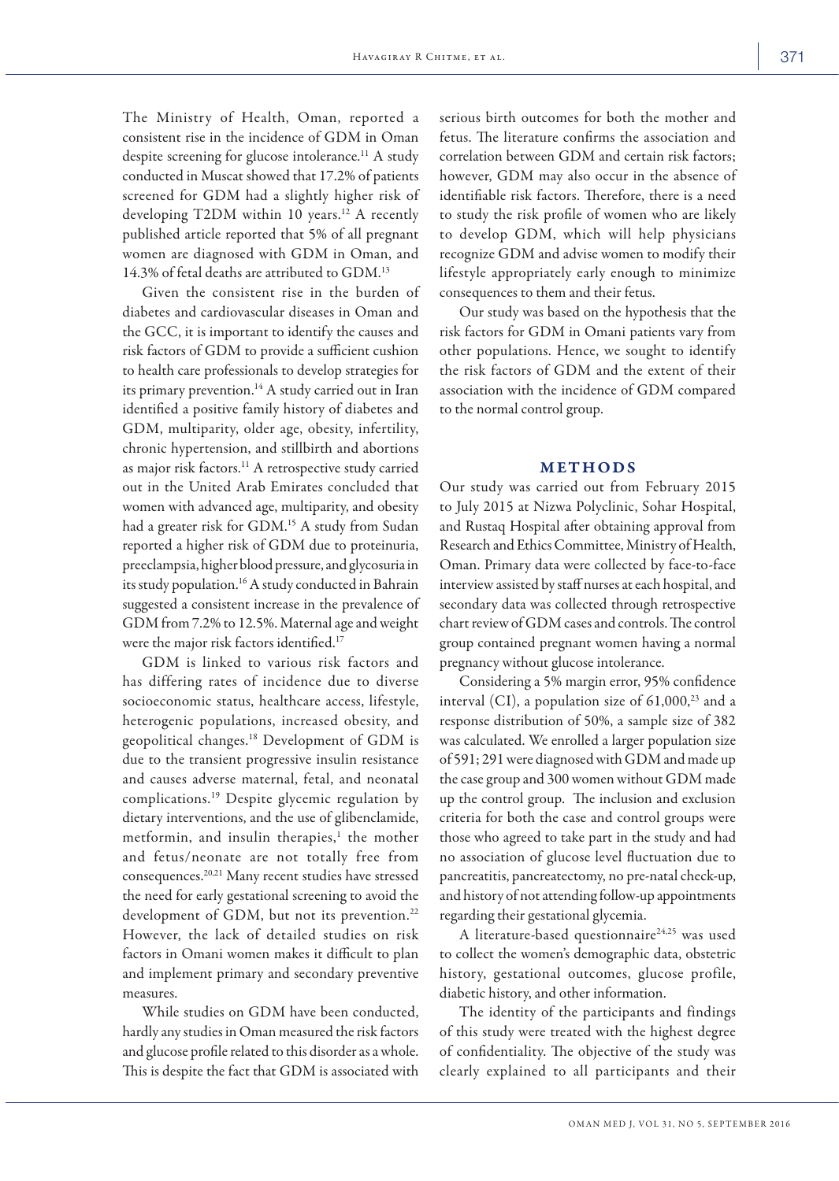The Ministry of Health, Oman, reported a consistent rise in the incidence of GDM in Oman despite screening for glucose intolerance.[11] A study conducted in Muscat showed that 17.2% of patients screened for GDM had a slightly higher risk of developing T2DM within 10 years.[12] A recently published article reported that 5% of all pregnant women are diagnosed with GDM in Oman, and 14.3% of fetal deaths are attributed to GDM.[13]

Given the consistent rise in the burden of diabetes and cardiovascular diseases in Oman and the GCC, it is important to identify the causes and risk factors of GDM to provide a sufficient cushion to health care professionals to develop strategies for its primary prevention.[14] A study carried out in Iran identified a positive family history of diabetes and GDM, multiparity, older age, obesity, infertility, chronic hypertension, and stillbirth and abortions as major risk factors.[11] A retrospective study carried out in the United Arab Emirates concluded that women with advanced age, multiparity, and obesity had a greater risk for GDM.[15] A study from Sudan reported a higher risk of GDM due to proteinuria, preeclampsia, higher blood pressure, and glycosuria in its study population.[16] A study conducted in Bahrain suggested a consistent increase in the prevalence of GDM from 7.2% to 12.5%. Maternal age and weight were the major risk factors identified.[17]

GDM is linked to various risk factors and has differing rates of incidence due to diverse socioeconomic status, healthcare access, lifestyle, heterogenic populations, increased obesity, and geopolitical changes.[18] Development of GDM is due to the transient progressive insulin resistance and causes adverse maternal, fetal, and neonatal complications.[19] Despite glycemic regulation by dietary interventions, and the use of glibenclamide, metformin, and insulin therapies,[1] the mother and fetus/neonate are not totally free from consequences.[20,21] Many recent studies have stressed the need for early gestational screening to avoid the development of GDM, but not its prevention.[22] However, the lack of detailed studies on risk factors in Omani women makes it difficult to plan and implement primary and secondary preventive measures.

While studies on GDM have been conducted, hardly any studies in Oman measured the risk factors and glucose profile related to this disorder as a whole. This is despite the fact that GDM is associated with serious birth outcomes for both the mother and fetus. The literature confirms the association and correlation between GDM and certain risk factors; however, GDM may also occur in the absence of identifiable risk factors. Therefore, there is a need to study the risk profile of women who are likely to develop GDM, which will help physicians recognize GDM and advise women to modify their lifestyle appropriately early enough to minimize consequences to them and their fetus.

Our study was based on the hypothesis that the risk factors for GDM in Omani patients vary from other populations. Hence, we sought to identify the risk factors of GDM and the extent of their association with the incidence of GDM compared to the normal control group.

## METHODS

Our study was carried out from February 2015 to July 2015 at Nizwa Polyclinic, Sohar Hospital, and Rustaq Hospital after obtaining approval from Research and Ethics Committee, Ministry of Health, Oman. Primary data were collected by face-to-face interview assisted by staff nurses at each hospital, and secondary data was collected through retrospective chart review of GDM cases and controls. The control group contained pregnant women having a normal pregnancy without glucose intolerance.

Considering a 5% margin error, 95% confidence interval (CI), a population size of 61,000,[23] and a response distribution of 50%, a sample size of 382 was calculated. We enrolled a larger population size of 591; 291 were diagnosed with GDM and made up the case group and 300 women without GDM made up the control group. The inclusion and exclusion criteria for both the case and control groups were those who agreed to take part in the study and had no association of glucose level fluctuation due to pancreatitis, pancreatectomy, no pre-natal check-up, and history of not attending follow-up appointments regarding their gestational glycemia.

A literature-based questionnaire[24,25] was used to collect the women's demographic data, obstetric history, gestational outcomes, glucose profile, diabetic history, and other information.

The identity of the participants and findings of this study were treated with the highest degree of confidentiality. The objective of the study was clearly explained to all participants and their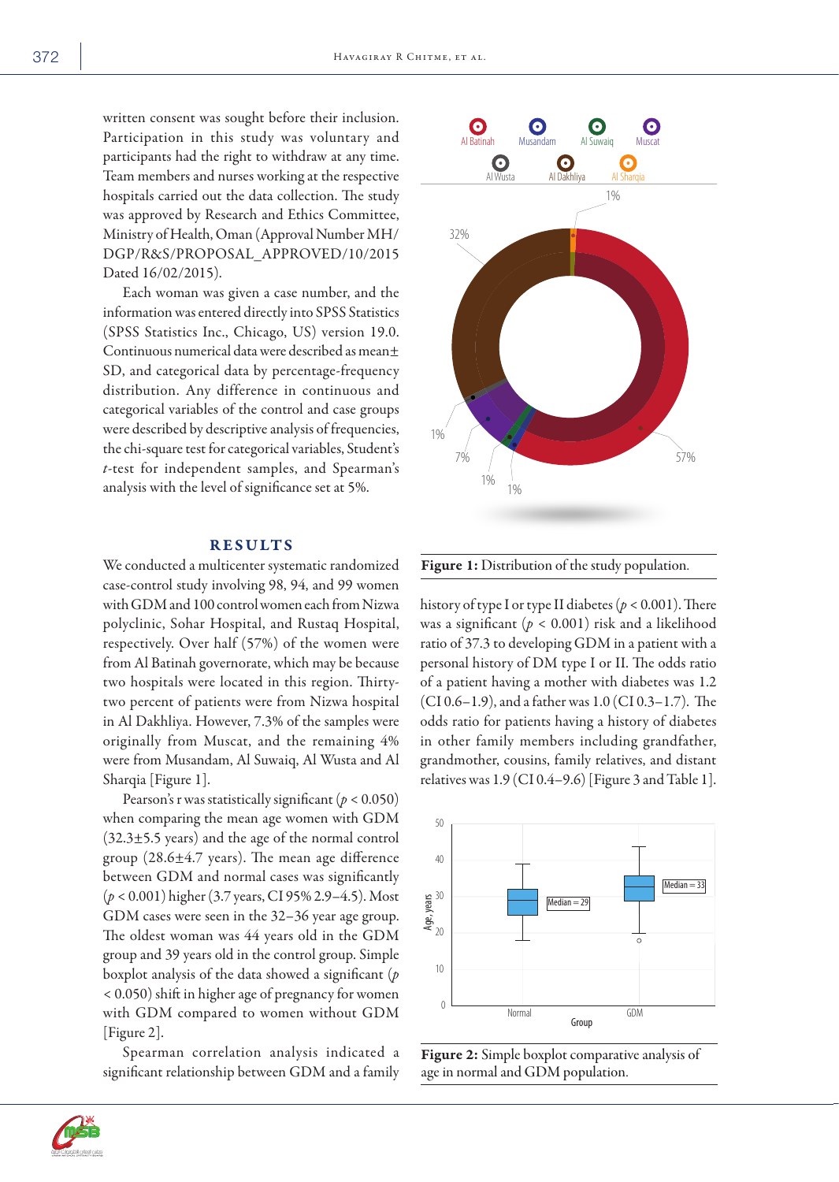written consent was sought before their inclusion. Participation in this study was voluntary and participants had the right to withdraw at any time. Team members and nurses working at the respective hospitals carried out the data collection. The study was approved by Research and Ethics Committee, Ministry of Health, Oman (Approval Number MH/DGP/R&S/PROPOSAL_APPROVED/10/2015 Dated 16/02/2015).

Each woman was given a case number, and the information was entered directly into SPSS Statistics (SPSS Statistics Inc., Chicago, US) version 19.0. Continuous numerical data were described as mean± SD, and categorical data by percentage-frequency distribution. Any difference in continuous and categorical variables of the control and case groups were described by descriptive analysis of frequencies, the chi-square test for categorical variables, Student's *t*-test for independent samples, and Spearman's analysis with the level of significance set at 5%.

## RESULTS

We conducted a multicenter systematic randomized case-control study involving 98, 94, and 99 women with GDM and 100 control women each from Nizwa polyclinic, Sohar Hospital, and Rustaq Hospital, respectively. Over half (57%) of the women were from Al Batinah governorate, which may be because two hospitals were located in this region. Thirty-two percent of patients were from Nizwa hospital in Al Dakhliya. However, 7.3% of the samples were originally from Muscat, and the remaining 4% were from Musandam, Al Suwaiq, Al Wusta and Al Sharqia [Figure 1].

Figure 1: Distribution of the study population.

Pearson's r was statistically significant ($p < 0.050$) when comparing the mean age women with GDM (32.3±5.5 years) and the age of the normal control group (28.6±4.7 years). The mean age difference between GDM and normal cases was significantly ($p < 0.001$) higher (3.7 years, CI 95% 2.9–4.5). Most GDM cases were seen in the 32–36 year age group. The oldest woman was 44 years old in the GDM group and 39 years old in the control group. Simple boxplot analysis of the data showed a significant ($p < 0.050$) shift in higher age of pregnancy for women with GDM compared to women without GDM [Figure 2].

Spearman correlation analysis indicated a significant relationship between GDM and a family history of type I or type II diabetes ($p < 0.001$). There was a significant ($p < 0.001$) risk and a likelihood ratio of 37.3 to developing GDM in a patient with a personal history of DM type I or II. The odds ratio of a patient having a mother with diabetes was 1.2 (CI 0.6–1.9), and a father was 1.0 (CI 0.3–1.7). The odds ratio for patients having a history of diabetes in other family members including grandfather, grandmother, cousins, family relatives, and distant relatives was 1.9 (CI 0.4–9.6) [Figure 3 and Table 1].

Figure 2: Simple boxplot comparative analysis of age in normal and GDM population.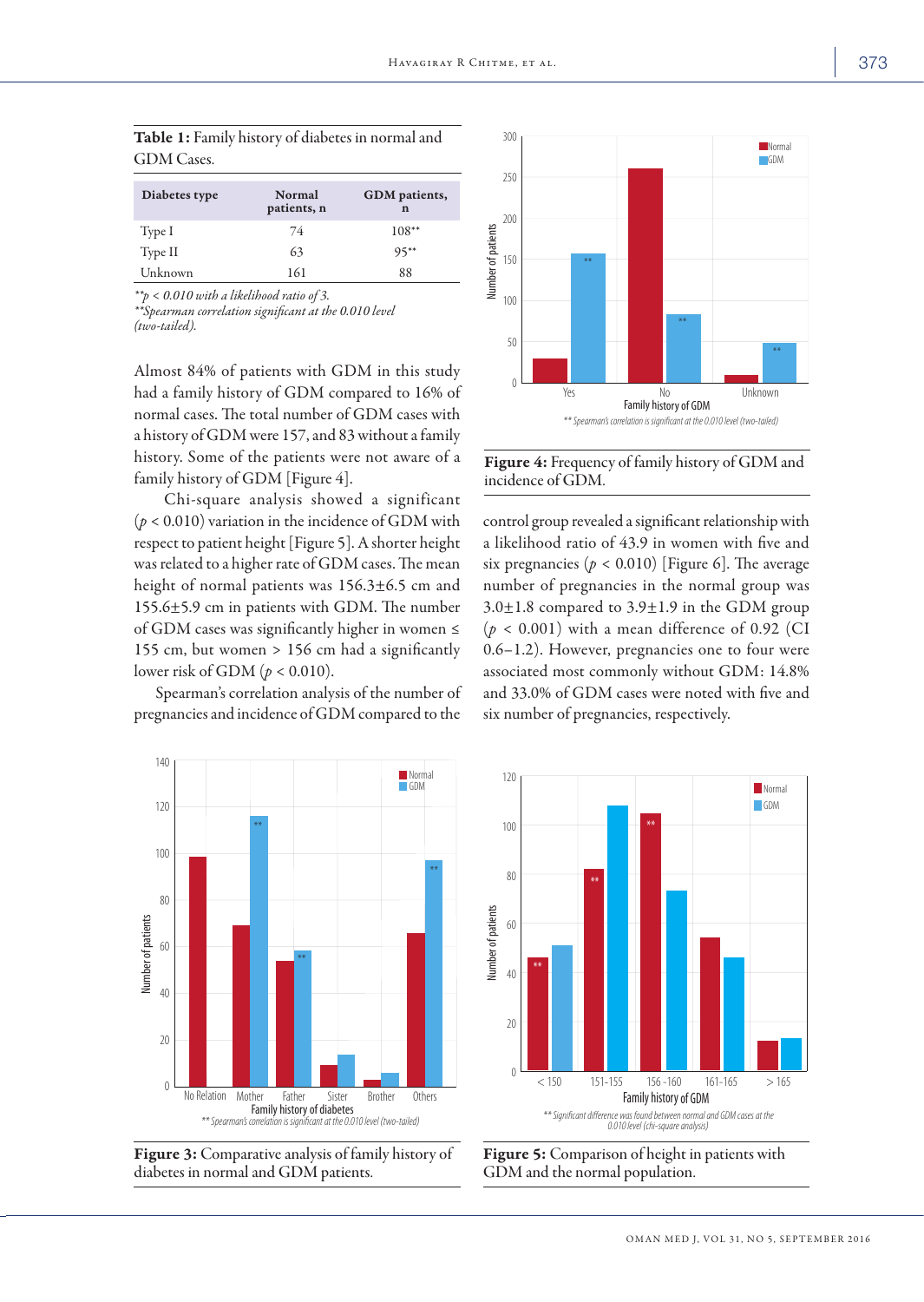**Table 1:** Family history of diabetes in normal and GDM Cases.

| Diabetes type | Normal patients, n | GDM patients, n |
|---|---|---|
| Type I | 74 | 108** |
| Type II | 63 | 95** |
| Unknown | 161 | 88 |

*$^{**}p < 0.010$ with a likelihood ratio of 3.*
*\*\*Spearman correlation significant at the 0.010 level (two-tailed).*

Almost 84% of patients with GDM in this study had a family history of GDM compared to 16% of normal cases. The total number of GDM cases with a history of GDM were 157, and 83 without a family history. Some of the patients were not aware of a family history of GDM [Figure 4].

Chi-square analysis showed a significant ($p < 0.010$) variation in the incidence of GDM with respect to patient height [Figure 5]. A shorter height was related to a higher rate of GDM cases. The mean height of normal patients was 156.3±6.5 cm and 155.6±5.9 cm in patients with GDM. The number of GDM cases was significantly higher in women ≤ 155 cm, but women > 156 cm had a significantly lower risk of GDM ($p < 0.010$).

Spearman's correlation analysis of the number of pregnancies and incidence of GDM compared to the control group revealed a significant relationship with a likelihood ratio of 43.9 in women with five and six pregnancies ($p < 0.010$) [Figure 6]. The average number of pregnancies in the normal group was 3.0±1.8 compared to 3.9±1.9 in the GDM group ($p < 0.001$) with a mean difference of 0.92 (CI 0.6–1.2). However, pregnancies one to four were associated most commonly without GDM: 14.8% and 33.0% of GDM cases were noted with five and six number of pregnancies, respectively.

\*\* Spearman's correlation is significant at the 0.010 level (two-tailed)

**Figure 4:** Frequency of family history of GDM and incidence of GDM.

\*\* Spearman's correlation is significant at the 0.010 level (two-tailed)

**Figure 3:** Comparative analysis of family history of diabetes in normal and GDM patients.

\*\* Significant difference was found between normal and GDM cases at the 0.010 level (chi-square analysis)

**Figure 5:** Comparison of height in patients with GDM and the normal population.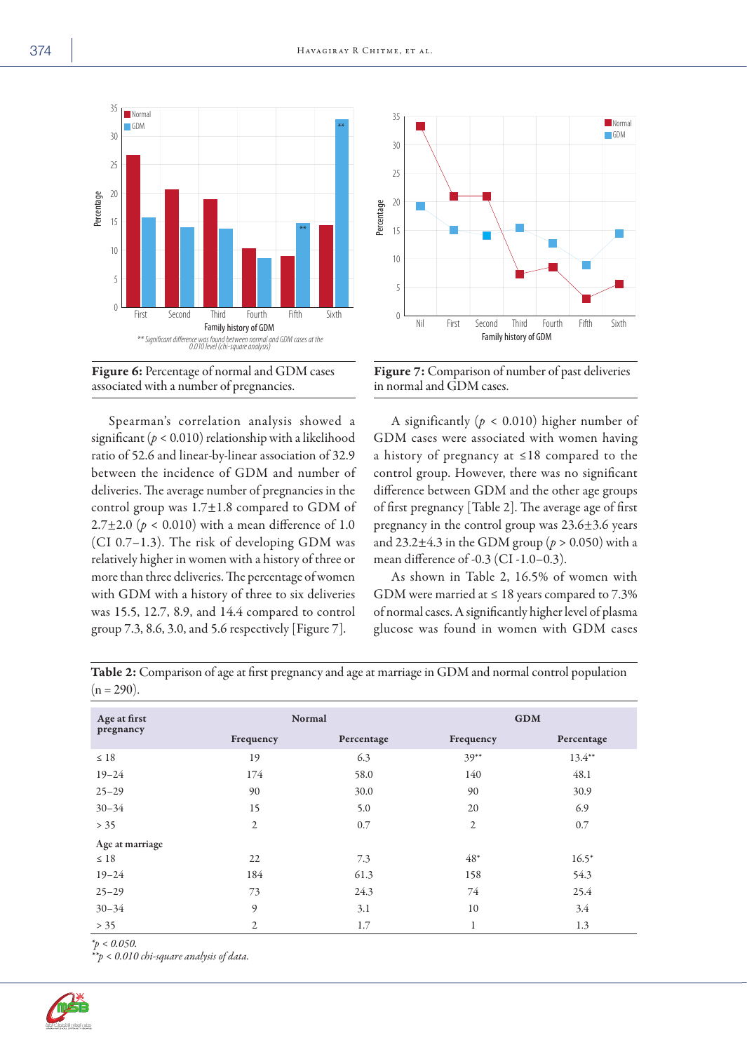**Figure 6:** Percentage of normal and GDM cases associated with a number of pregnancies.

**Figure 7:** Comparison of number of past deliveries in normal and GDM cases.

Spearman's correlation analysis showed a significant ($p < 0.010$) relationship with a likelihood ratio of 52.6 and linear-by-linear association of 32.9 between the incidence of GDM and number of deliveries. The average number of pregnancies in the control group was 1.7±1.8 compared to GDM of 2.7±2.0 ($p < 0.010$) with a mean difference of 1.0 (CI 0.7–1.3). The risk of developing GDM was relatively higher in women with a history of three or more than three deliveries. The percentage of women with GDM with a history of three to six deliveries was 15.5, 12.7, 8.9, and 14.4 compared to control group 7.3, 8.6, 3.0, and 5.6 respectively [Figure 7].

A significantly ($p < 0.010$) higher number of GDM cases were associated with women having a history of pregnancy at ≤18 compared to the control group. However, there was no significant difference between GDM and the other age groups of first pregnancy [Table 2]. The average age of first pregnancy in the control group was 23.6±3.6 years and 23.2±4.3 in the GDM group ($p > 0.050$) with a mean difference of -0.3 (CI -1.0–0.3).

As shown in Table 2, 16.5% of women with GDM were married at ≤ 18 years compared to 7.3% of normal cases. A significantly higher level of plasma glucose was found in women with GDM cases

**Table 2:** Comparison of age at first pregnancy and age at marriage in GDM and normal control population (n = 290).

| Age at first pregnancy | Normal | | GDM | |
|---|---|---|---|---|
| | Frequency | Percentage | Frequency | Percentage |
| ≤ 18 | 19 | 6.3 | 39** | 13.4** |
| 19–24 | 174 | 58.0 | 140 | 48.1 |
| 25–29 | 90 | 30.0 | 90 | 30.9 |
| 30–34 | 15 | 5.0 | 20 | 6.9 |
| > 35 | 2 | 0.7 | 2 | 0.7 |
| Age at marriage | | | | |
| ≤ 18 | 22 | 7.3 | 48* | 16.5* |
| 19–24 | 184 | 61.3 | 158 | 54.3 |
| 25–29 | 73 | 24.3 | 74 | 25.4 |
| 30–34 | 9 | 3.1 | 10 | 3.4 |
| > 35 | 2 | 1.7 | 1 | 1.3 |

*$p < 0.050$.
**$p < 0.010$ chi-square analysis of data.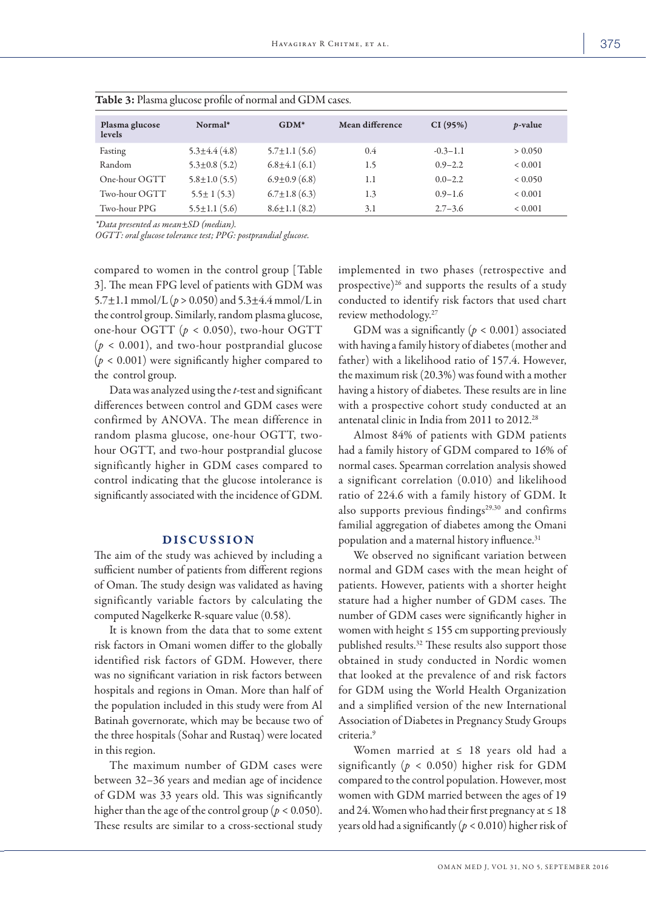**Table 3:** Plasma glucose profile of normal and GDM cases.

| Plasma glucose levels | Normal* | GDM* | Mean difference | CI (95%) | *p*-value |
|---|---|---|---|---|---|
| Fasting | 5.3±4.4 (4.8) | 5.7±1.1 (5.6) | 0.4 | -0.3–1.1 | > 0.050 |
| Random | 5.3±0.8 (5.2) | 6.8±4.1 (6.1) | 1.5 | 0.9–2.2 | < 0.001 |
| One-hour OGTT | 5.8±1.0 (5.5) | 6.9±0.9 (6.8) | 1.1 | 0.0–2.2 | < 0.050 |
| Two-hour OGTT | 5.5± 1 (5.3) | 6.7±1.8 (6.3) | 1.3 | 0.9–1.6 | < 0.001 |
| Two-hour PPG | 5.5±1.1 (5.6) | 8.6±1.1 (8.2) | 3.1 | 2.7–3.6 | < 0.001 |

*\*Data presented as mean±SD (median).*
*OGTT: oral glucose tolerance test; PPG: postprandial glucose.*

compared to women in the control group [Table 3]. The mean FPG level of patients with GDM was 5.7±1.1 mmol/L ($p > 0.050$) and 5.3±4.4 mmol/L in the control group. Similarly, random plasma glucose, one-hour OGTT ($p < 0.050$), two-hour OGTT ($p < 0.001$), and two-hour postprandial glucose ($p < 0.001$) were significantly higher compared to the control group.

Data was analyzed using the *t*-test and significant differences between control and GDM cases were confirmed by ANOVA. The mean difference in random plasma glucose, one-hour OGTT, two-hour OGTT, and two-hour postprandial glucose significantly higher in GDM cases compared to control indicating that the glucose intolerance is significantly associated with the incidence of GDM.

## DISCUSSION

The aim of the study was achieved by including a sufficient number of patients from different regions of Oman. The study design was validated as having significantly variable factors by calculating the computed Nagelkerke R-square value (0.58).

It is known from the data that to some extent risk factors in Omani women differ to the globally identified risk factors of GDM. However, there was no significant variation in risk factors between hospitals and regions in Oman. More than half of the population included in this study were from Al Batinah governorate, which may be because two of the three hospitals (Sohar and Rustaq) were located in this region.

The maximum number of GDM cases were between 32–36 years and median age of incidence of GDM was 33 years old. This was significantly higher than the age of the control group ($p < 0.050$). These results are similar to a cross-sectional study implemented in two phases (retrospective and prospective)[26] and supports the results of a study conducted to identify risk factors that used chart review methodology.[27]

GDM was a significantly ($p < 0.001$) associated with having a family history of diabetes (mother and father) with a likelihood ratio of 157.4. However, the maximum risk (20.3%) was found with a mother having a history of diabetes. These results are in line with a prospective cohort study conducted at an antenatal clinic in India from 2011 to 2012.[28]

Almost 84% of patients with GDM patients had a family history of GDM compared to 16% of normal cases. Spearman correlation analysis showed a significant correlation (0.010) and likelihood ratio of 224.6 with a family history of GDM. It also supports previous findings[29,30] and confirms familial aggregation of diabetes among the Omani population and a maternal history influence.[31]

We observed no significant variation between normal and GDM cases with the mean height of patients. However, patients with a shorter height stature had a higher number of GDM cases. The number of GDM cases were significantly higher in women with height ≤ 155 cm supporting previously published results.[32] These results also support those obtained in study conducted in Nordic women that looked at the prevalence of and risk factors for GDM using the World Health Organization and a simplified version of the new International Association of Diabetes in Pregnancy Study Groups criteria.[9]

Women married at ≤ 18 years old had a significantly ($p < 0.050$) higher risk for GDM compared to the control population. However, most women with GDM married between the ages of 19 and 24. Women who had their first pregnancy at ≤ 18 years old had a significantly ($p < 0.010$) higher risk of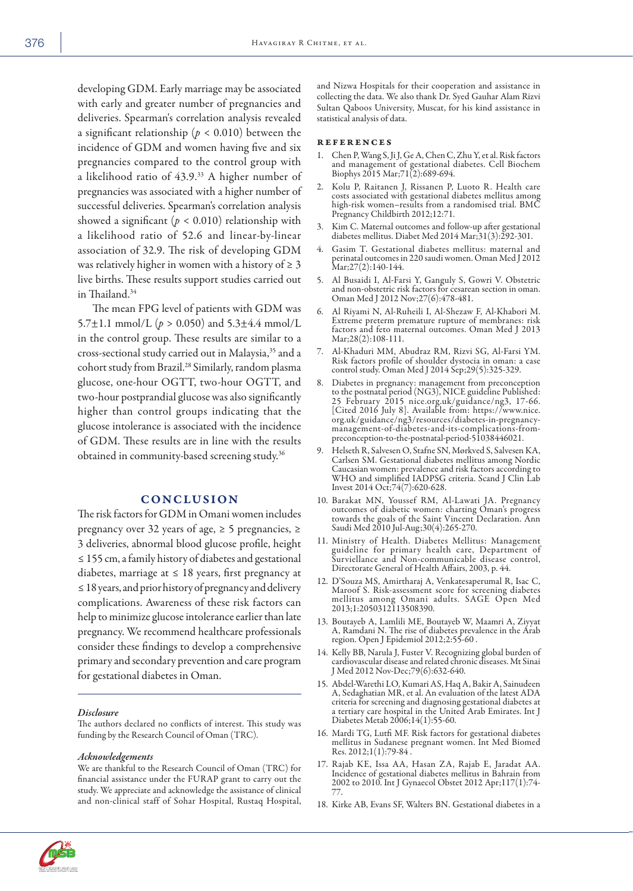developing GDM. Early marriage may be associated with early and greater number of pregnancies and deliveries. Spearman's correlation analysis revealed a significant relationship ($p < 0.010$) between the incidence of GDM and women having five and six pregnancies compared to the control group with a likelihood ratio of 43.9.[33] A higher number of pregnancies was associated with a higher number of successful deliveries. Spearman's correlation analysis showed a significant ($p < 0.010$) relationship with a likelihood ratio of 52.6 and linear-by-linear association of 32.9. The risk of developing GDM was relatively higher in women with a history of ≥ 3 live births. These results support studies carried out in Thailand.[34]

The mean FPG level of patients with GDM was 5.7±1.1 mmol/L ($p > 0.050$) and 5.3±4.4 mmol/L in the control group. These results are similar to a cross-sectional study carried out in Malaysia,[35] and a cohort study from Brazil.[28] Similarly, random plasma glucose, one-hour OGTT, two-hour OGTT, and two-hour postprandial glucose was also significantly higher than control groups indicating that the glucose intolerance is associated with the incidence of GDM. These results are in line with the results obtained in community-based screening study.[36]

## CONCLUSION

The risk factors for GDM in Omani women includes pregnancy over 32 years of age, ≥ 5 pregnancies, ≥ 3 deliveries, abnormal blood glucose profile, height ≤ 155 cm, a family history of diabetes and gestational diabetes, marriage at ≤ 18 years, first pregnancy at ≤ 18 years, and prior history of pregnancy and delivery complications. Awareness of these risk factors can help to minimize glucose intolerance earlier than late pregnancy. We recommend healthcare professionals consider these findings to develop a comprehensive primary and secondary prevention and care program for gestational diabetes in Oman.

### *Disclosure*

The authors declared no conflicts of interest. This study was funding by the Research Council of Oman (TRC).

### *Acknowledgements*

We are thankful to the Research Council of Oman (TRC) for financial assistance under the FURAP grant to carry out the study. We appreciate and acknowledge the assistance of clinical and non-clinical staff of Sohar Hospital, Rustaq Hospital, and Nizwa Hospitals for their cooperation and assistance in collecting the data. We also thank Dr. Syed Gauhar Alam Rizvi Sultan Qaboos University, Muscat, for his kind assistance in statistical analysis of data.

## REFERENCES

1. Chen P, Wang S, Ji J, Ge A, Chen C, Zhu Y, et al. Risk factors and management of gestational diabetes. Cell Biochem Biophys 2015 Mar;71(2):689-694.
2. Kolu P, Raitanen J, Rissanen P, Luoto R. Health care costs associated with gestational diabetes mellitus among high-risk women–results from a randomised trial. BMC Pregnancy Childbirth 2012;12:71.
3. Kim C. Maternal outcomes and follow-up after gestational diabetes mellitus. Diabet Med 2014 Mar;31(3):292-301.
4. Gasim T. Gestational diabetes mellitus: maternal and perinatal outcomes in 220 saudi women. Oman Med J 2012 Mar;27(2):140-144.
5. Al Busaidi I, Al-Farsi Y, Ganguly S, Gowri V. Obstetric and non-obstetric risk factors for cesarean section in oman. Oman Med J 2012 Nov;27(6):478-481.
6. Al Riyami N, Al-Ruheili I, Al-Shezaw F, Al-Khabori M. Extreme preterm premature rupture of membranes: risk factors and feto maternal outcomes. Oman Med J 2013 Mar;28(2):108-111.
7. Al-Khaduri MM, Abudraz RM, Rizvi SG, Al-Farsi YM. Risk factors profile of shoulder dystocia in oman: a case control study. Oman Med J 2014 Sep;29(5):325-329.
8. Diabetes in pregnancy: management from preconception to the postnatal period (NG3), NICE guideline Published: 25 February 2015 nice.org.uk/guidance/ng3, 17-66. [Cited 2016 July 8]. Available from: https://www.nice.org.uk/guidance/ng3/resources/diabetes-in-pregnancy-management-of-diabetes-and-its-complications-from-preconception-to-the-postnatal-period-51038446021.
9. Helseth R, Salvesen O, Stafne SN, Mørkved S, Salvesen KA, Carlsen SM. Gestational diabetes mellitus among Nordic Caucasian women: prevalence and risk factors according to WHO and simplified IADPSG criteria. Scand J Clin Lab Invest 2014 Oct;74(7):620-628.
10. Barakat MN, Youssef RM, Al-Lawati JA. Pregnancy outcomes of diabetic women: charting Oman's progress towards the goals of the Saint Vincent Declaration. Ann Saudi Med 2010 Jul-Aug;30(4):265-270.
11. Ministry of Health. Diabetes Mellitus: Management guideline for primary health care, Department of Surviellance and Non-communicable disease control, Directorate General of Health Affairs, 2003, p. 44.
12. D'Souza MS, Amirtharaj A, Venkatesaperumal R, Isac C, Maroof S. Risk-assessment score for screening diabetes mellitus among Omani adults. SAGE Open Med 2013;1:2050312113508390.
13. Boutayeb A, Lamlili ME, Boutayeb W, Maamri A, Ziyyat A, Ramdani N. The rise of diabetes prevalence in the Arab region. Open J Epidemiol 2012;2:55-60 .
14. Kelly BB, Narula J, Fuster V. Recognizing global burden of cardiovascular disease and related chronic diseases. Mt Sinai J Med 2012 Nov-Dec;79(6):632-640.
15. Abdel-Wareth LO, Kumari AS, Haq A, Bakir A, Sainudeen A, Sedaghatian MR, et al. An evaluation of the latest ADA criteria for screening and diagnosing gestational diabetes at a tertiary care hospital in the United Arab Emirates. Int J Diabetes Metab 2006;14(1):55-60.
16. Mardi TG, Lutfi MF. Risk factors for gestational diabetes mellitus in Sudanese pregnant women. Int Med Biomed Res. 2012;1(1):79-84 .
17. Rajab KE, Issa AA, Hasan ZA, Rajab E, Jaradat AA. Incidence of gestational diabetes mellitus in Bahrain from 2002 to 2010. Int J Gynaecol Obstet 2012 Apr;117(1):74-77.
18. Kirke AB, Evans SF, Walters BN. Gestational diabetes in a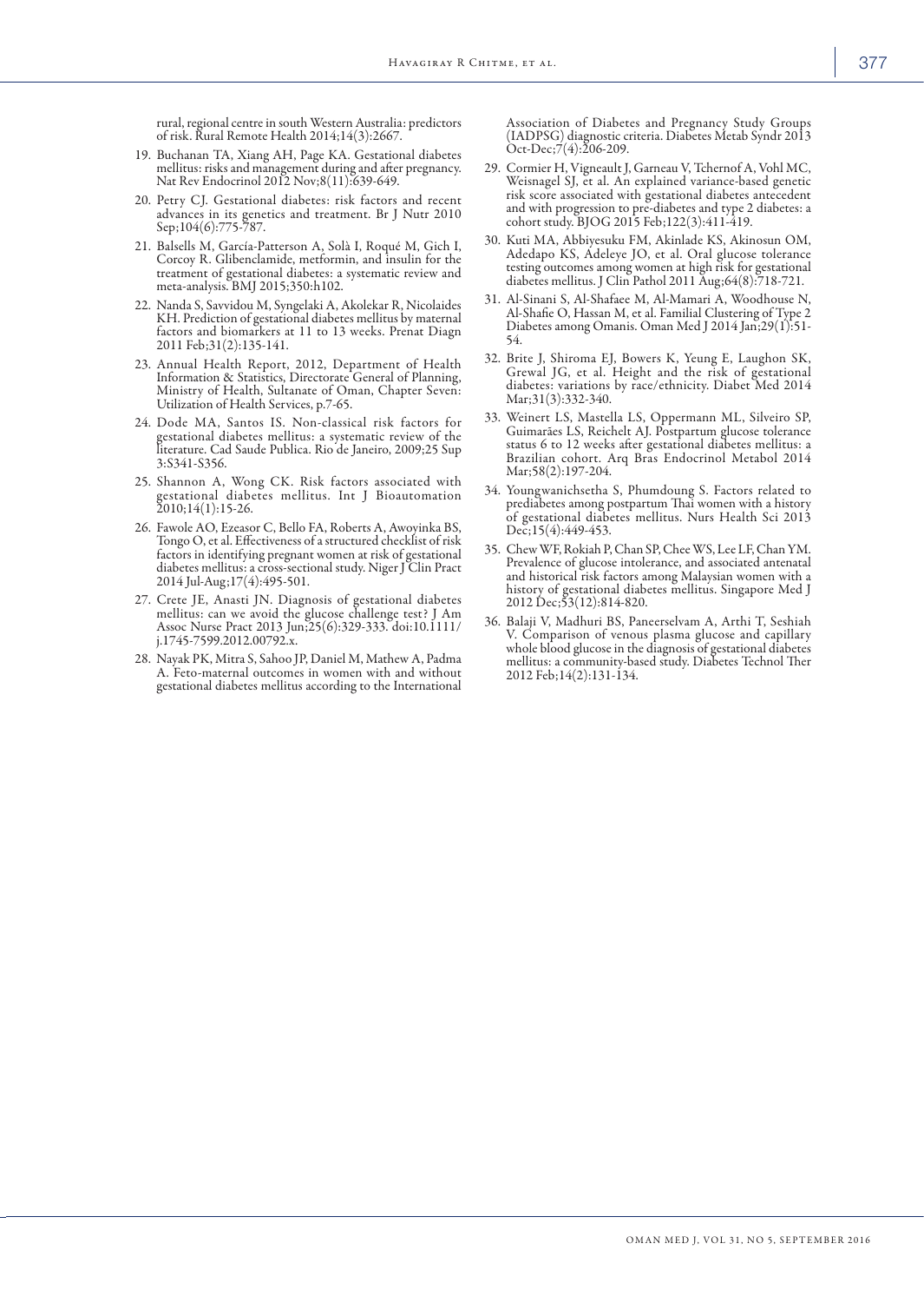rural, regional centre in south Western Australia: predictors of risk. Rural Remote Health 2014;14(3):2667.

19. Buchanan TA, Xiang AH, Page KA. Gestational diabetes mellitus: risks and management during and after pregnancy. Nat Rev Endocrinol 2012 Nov;8(11):639-649.
20. Petry CJ. Gestational diabetes: risk factors and recent advances in its genetics and treatment. Br J Nutr 2010 Sep;104(6):775-787.
21. Balsells M, García-Patterson A, Solà I, Roqué M, Gich I, Corcoy R. Glibenclamide, metformin, and insulin for the treatment of gestational diabetes: a systematic review and meta-analysis. BMJ 2015;350:h102.
22. Nanda S, Savvidou M, Syngelaki A, Akolekar R, Nicolaides KH. Prediction of gestational diabetes mellitus by maternal factors and biomarkers at 11 to 13 weeks. Prenat Diagn 2011 Feb;31(2):135-141.
23. Annual Health Report, 2012, Department of Health Information & Statistics, Directorate General of Planning, Ministry of Health, Sultanate of Oman, Chapter Seven: Utilization of Health Services, p.7-65.
24. Dode MA, Santos IS. Non-classical risk factors for gestational diabetes mellitus: a systematic review of the literature. Cad Saude Publica. Rio de Janeiro, 2009;25 Sup 3:S341-S356.
25. Shannon A, Wong CK. Risk factors associated with gestational diabetes mellitus. Int J Bioautomation 2010;14(1):15-26.
26. Fawole AO, Ezeasor C, Bello FA, Roberts A, Awoyinka BS, Tongo O, et al. Effectiveness of a structured checklist of risk factors in identifying pregnant women at risk of gestational diabetes mellitus: a cross-sectional study. Niger J Clin Pract 2014 Jul-Aug;17(4):495-501.
27. Crete JE, Anasti JN. Diagnosis of gestational diabetes mellitus: can we avoid the glucose challenge test? J Am Assoc Nurse Pract 2013 Jun;25(6):329-333. doi:10.1111/j.1745-7599.2012.00792.x.
28. Nayak PK, Mitra S, Sahoo JP, Daniel M, Mathew A, Padma A. Feto-maternal outcomes in women with and without gestational diabetes mellitus according to the International Association of Diabetes and Pregnancy Study Groups (IADPSG) diagnostic criteria. Diabetes Metab Syndr 2013 Oct-Dec;7(4):206-209.
29. Cormier H, Vigneault J, Garneau V, Tchernof A, Vohl MC, Weisnagel SJ, et al. An explained variance-based genetic risk score associated with gestational diabetes antecedent and with progression to pre-diabetes and type 2 diabetes: a cohort study. BJOG 2015 Feb;122(3):411-419.
30. Kuti MA, Abbiyesuku FM, Akinlade KS, Akinosun OM, Adedapo KS, Adeleye JO, et al. Oral glucose tolerance testing outcomes among women at high risk for gestational diabetes mellitus. J Clin Pathol 2011 Aug;64(8):718-721.
31. Al-Sinani S, Al-Shafaee M, Al-Mamari A, Woodhouse N, Al-Shafie O, Hassan M, et al. Familial Clustering of Type 2 Diabetes among Omanis. Oman Med J 2014 Jan;29(1):51-54.
32. Brite J, Shiroma EJ, Bowers K, Yeung E, Laughon SK, Grewal JG, et al. Height and the risk of gestational diabetes: variations by race/ethnicity. Diabet Med 2014 Mar;31(3):332-340.
33. Weinert LS, Mastella LS, Oppermann ML, Silveiro SP, Guimarães LS, Reichelt AJ. Postpartum glucose tolerance status 6 to 12 weeks after gestational diabetes mellitus: a Brazilian cohort. Arq Bras Endocrinol Metabol 2014 Mar;58(2):197-204.
34. Youngwanichsetha S, Phumdoung S. Factors related to prediabetes among postpartum Thai women with a history of gestational diabetes mellitus. Nurs Health Sci 2013 Dec;15(4):449-453.
35. Chew WF, Rokiah P, Chan SP, Chee WS, Lee LF, Chan YM. Prevalence of glucose intolerance, and associated antenatal and historical risk factors among Malaysian women with a history of gestational diabetes mellitus. Singapore Med J 2012 Dec;53(12):814-820.
36. Balaji V, Madhuri BS, Paneerselvam A, Arthi T, Seshiah V. Comparison of venous plasma glucose and capillary whole blood glucose in the diagnosis of gestational diabetes mellitus: a community-based study. Diabetes Technol Ther 2012 Feb;14(2):131-134.